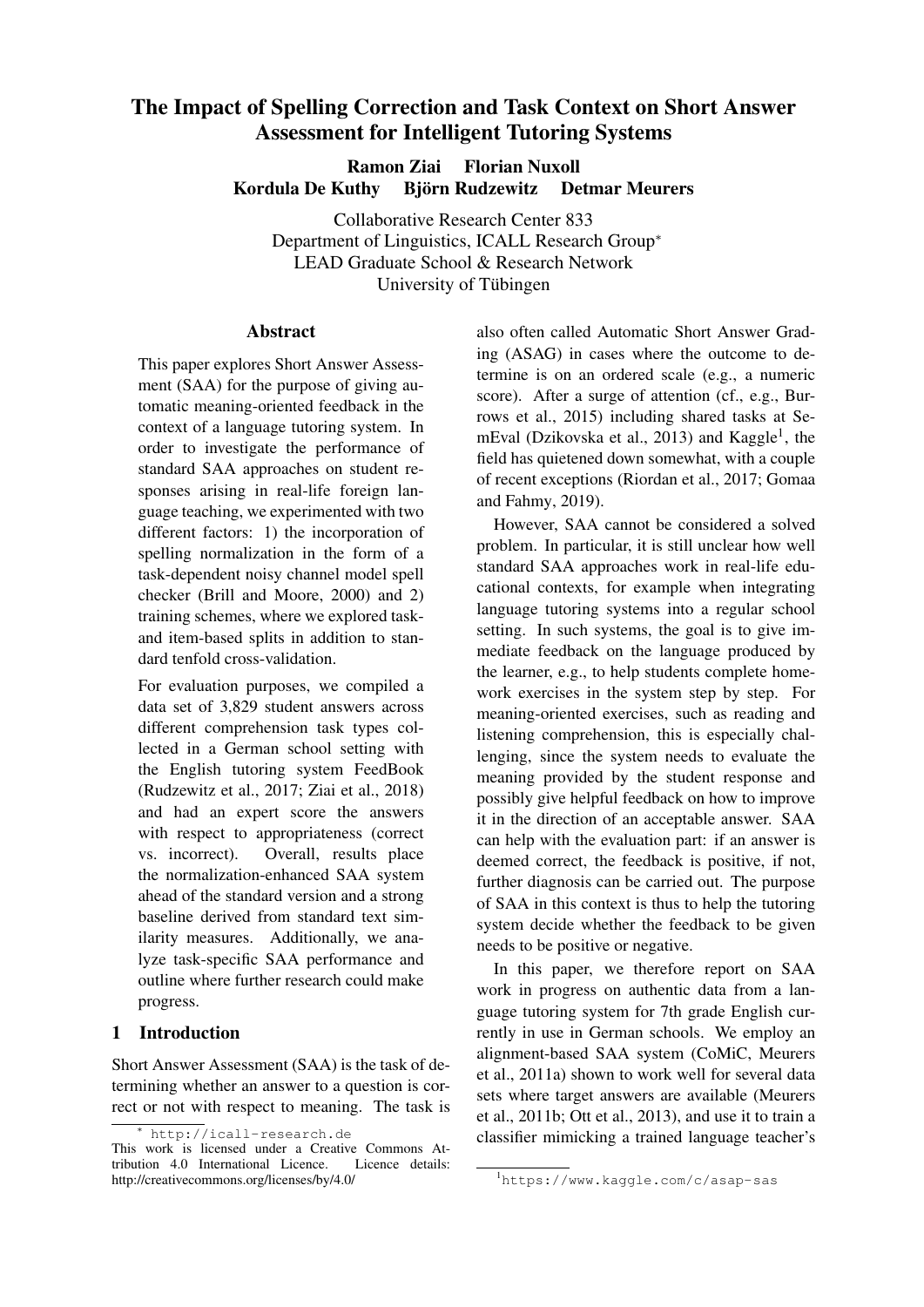# The Impact of Spelling Correction and Task Context on Short Answer Assessment for Intelligent Tutoring Systems

**Ramon Ziai  Florian Nuxoll**
**Kordula De Kuthy  Björn Rudzewitz  Detmar Meurers**

Collaborative Research Center 833
Department of Linguistics, ICALL Research Group*
LEAD Graduate School & Research Network
University of Tübingen

## Abstract

This paper explores Short Answer Assessment (SAA) for the purpose of giving automatic meaning-oriented feedback in the context of a language tutoring system. In order to investigate the performance of standard SAA approaches on student responses arising in real-life foreign language teaching, we experimented with two different factors: 1) the incorporation of spelling normalization in the form of a task-dependent noisy channel model spell checker (Brill and Moore, 2000) and 2) training schemes, where we explored task- and item-based splits in addition to standard tenfold cross-validation.

For evaluation purposes, we compiled a data set of 3,829 student answers across different comprehension task types collected in a German school setting with the English tutoring system FeedBook (Rudzewitz et al., 2017; Ziai et al., 2018) and had an expert score the answers with respect to appropriateness (correct vs. incorrect). Overall, results place the normalization-enhanced SAA system ahead of the standard version and a strong baseline derived from standard text similarity measures. Additionally, we analyze task-specific SAA performance and outline where further research could make progress.

## 1 Introduction

Short Answer Assessment (SAA) is the task of determining whether an answer to a question is correct or not with respect to meaning. The task is also often called Automatic Short Answer Grading (ASAG) in cases where the outcome to determine is on an ordered scale (e.g., a numeric score). After a surge of attention (cf., e.g., Burrows et al., 2015) including shared tasks at SemEval (Dzikovska et al., 2013) and Kaggle[1], the field has quietened down somewhat, with a couple of recent exceptions (Riordan et al., 2017; Gomaa and Fahmy, 2019).

However, SAA cannot be considered a solved problem. In particular, it is still unclear how well standard SAA approaches work in real-life educational contexts, for example when integrating language tutoring systems into a regular school setting. In such systems, the goal is to give immediate feedback on the language produced by the learner, e.g., to help students complete homework exercises in the system step by step. For meaning-oriented exercises, such as reading and listening comprehension, this is especially challenging, since the system needs to evaluate the meaning provided by the student response and possibly give helpful feedback on how to improve it in the direction of an acceptable answer. SAA can help with the evaluation part: if an answer is deemed correct, the feedback is positive, if not, further diagnosis can be carried out. The purpose of SAA in this context is thus to help the tutoring system decide whether the feedback to be given needs to be positive or negative.

In this paper, we therefore report on SAA work in progress on authentic data from a language tutoring system for 7th grade English currently in use in German schools. We employ an alignment-based SAA system (CoMiC, Meurers et al., 2011a) shown to work well for several data sets where target answers are available (Meurers et al., 2011b; Ott et al., 2013), and use it to train a classifier mimicking a trained language teacher's

---

* http://icall-research.de

This work is licensed under a Creative Commons Attribution 4.0 International Licence. Licence details: http://creativecommons.org/licenses/by/4.0/

[1] https://www.kaggle.com/c/asap-sas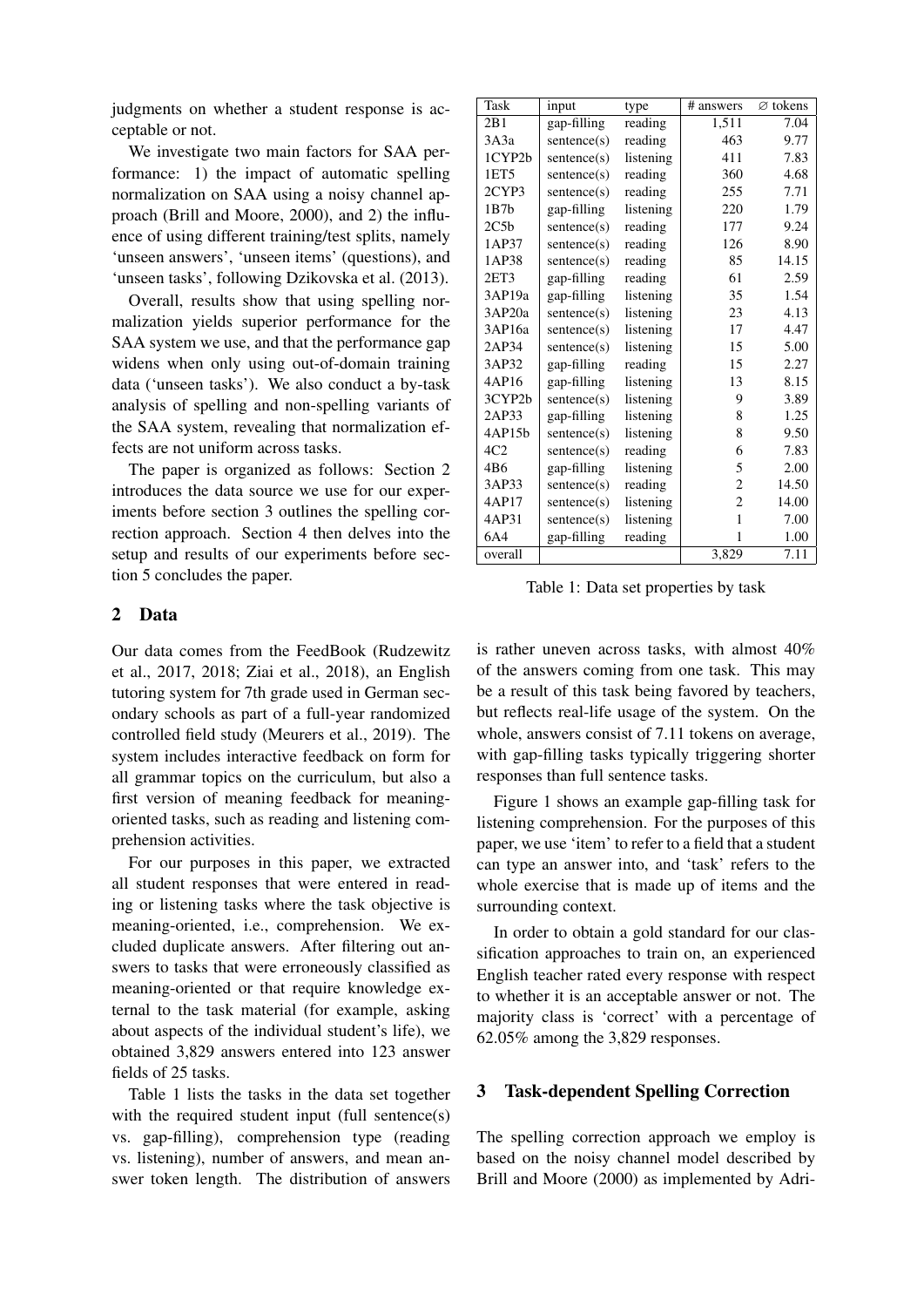judgments on whether a student response is acceptable or not.

We investigate two main factors for SAA performance: 1) the impact of automatic spelling normalization on SAA using a noisy channel approach (Brill and Moore, 2000), and 2) the influence of using different training/test splits, namely 'unseen answers', 'unseen items' (questions), and 'unseen tasks', following Dzikovska et al. (2013).

Overall, results show that using spelling normalization yields superior performance for the SAA system we use, and that the performance gap widens when only using out-of-domain training data ('unseen tasks'). We also conduct a by-task analysis of spelling and non-spelling variants of the SAA system, revealing that normalization effects are not uniform across tasks.

The paper is organized as follows: Section 2 introduces the data source we use for our experiments before section 3 outlines the spelling correction approach. Section 4 then delves into the setup and results of our experiments before section 5 concludes the paper.

## 2 Data

Our data comes from the FeedBook (Rudzewitz et al., 2017, 2018; Ziai et al., 2018), an English tutoring system for 7th grade used in German secondary schools as part of a full-year randomized controlled field study (Meurers et al., 2019). The system includes interactive feedback on form for all grammar topics on the curriculum, but also a first version of meaning feedback for meaning-oriented tasks, such as reading and listening comprehension activities.

For our purposes in this paper, we extracted all student responses that were entered in reading or listening tasks where the task objective is meaning-oriented, i.e., comprehension. We excluded duplicate answers. After filtering out answers to tasks that were erroneously classified as meaning-oriented or that require knowledge external to the task material (for example, asking about aspects of the individual student's life), we obtained 3,829 answers entered into 123 answer fields of 25 tasks.

Table 1 lists the tasks in the data set together with the required student input (full sentence(s) vs. gap-filling), comprehension type (reading vs. listening), number of answers, and mean answer token length. The distribution of answers is rather uneven across tasks, with almost 40% of the answers coming from one task. This may be a result of this task being favored by teachers, but reflects real-life usage of the system. On the whole, answers consist of 7.11 tokens on average, with gap-filling tasks typically triggering shorter responses than full sentence tasks.

| Task | input | type | # answers | ∅ tokens |
|---|---|---|---|---|
| 2B1 | gap-filling | reading | 1,511 | 7.04 |
| 3A3a | sentence(s) | reading | 463 | 9.77 |
| 1CYP2b | sentence(s) | listening | 411 | 7.83 |
| 1ET5 | sentence(s) | reading | 360 | 4.68 |
| 2CYP3 | sentence(s) | reading | 255 | 7.71 |
| 1B7b | gap-filling | listening | 220 | 1.79 |
| 2C5b | sentence(s) | reading | 177 | 9.24 |
| 1AP37 | sentence(s) | reading | 126 | 8.90 |
| 1AP38 | sentence(s) | reading | 85 | 14.15 |
| 2ET3 | gap-filling | reading | 61 | 2.59 |
| 3AP19a | gap-filling | listening | 35 | 1.54 |
| 3AP20a | sentence(s) | listening | 23 | 4.13 |
| 3AP16a | sentence(s) | listening | 17 | 4.47 |
| 2AP34 | sentence(s) | listening | 15 | 5.00 |
| 3AP32 | gap-filling | reading | 15 | 2.27 |
| 4AP16 | gap-filling | listening | 13 | 8.15 |
| 3CYP2b | sentence(s) | listening | 9 | 3.89 |
| 2AP33 | gap-filling | listening | 8 | 1.25 |
| 4AP15b | sentence(s) | listening | 8 | 9.50 |
| 4C2 | sentence(s) | reading | 6 | 7.83 |
| 4B6 | gap-filling | listening | 5 | 2.00 |
| 3AP33 | sentence(s) | reading | 2 | 14.50 |
| 4AP17 | sentence(s) | listening | 2 | 14.00 |
| 4AP31 | sentence(s) | listening | 1 | 7.00 |
| 6A4 | gap-filling | reading | 1 | 1.00 |
| overall | | | 3,829 | 7.11 |

Table 1: Data set properties by task

Figure 1 shows an example gap-filling task for listening comprehension. For the purposes of this paper, we use 'item' to refer to a field that a student can type an answer into, and 'task' refers to the whole exercise that is made up of items and the surrounding context.

In order to obtain a gold standard for our classification approaches to train on, an experienced English teacher rated every response with respect to whether it is an acceptable answer or not. The majority class is 'correct' with a percentage of 62.05% among the 3,829 responses.

## 3 Task-dependent Spelling Correction

The spelling correction approach we employ is based on the noisy channel model described by Brill and Moore (2000) as implemented by Adri-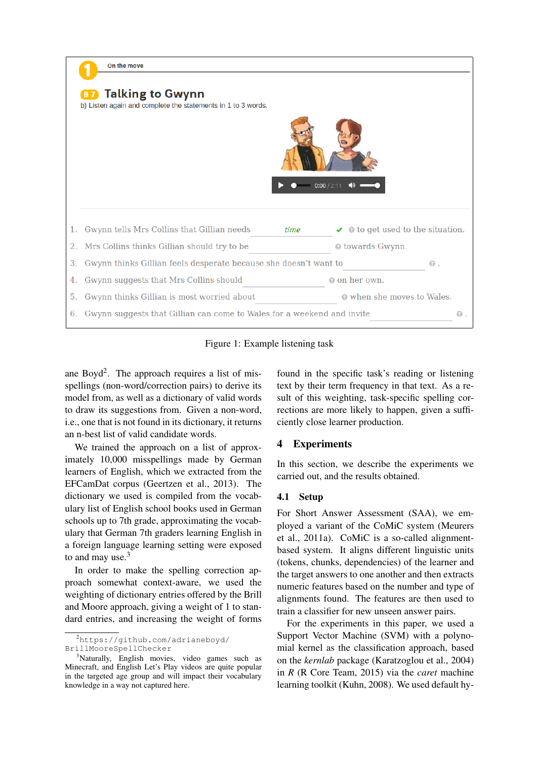Figure 1: Example listening task

ane Boyd[2]. The approach requires a list of misspellings (non-word/correction pairs) to derive its model from, as well as a dictionary of valid words to draw its suggestions from. Given a non-word, i.e., one that is not found in its dictionary, it returns an n-best list of valid candidate words.

We trained the approach on a list of approximately 10,000 misspellings made by German learners of English, which we extracted from the EFCamDat corpus (Geertzen et al., 2013). The dictionary we used is compiled from the vocabulary list of English school books used in German schools up to 7th grade, approximating the vocabulary that German 7th graders learning English in a foreign language learning setting were exposed to and may use.[3]

In order to make the spelling correction approach somewhat context-aware, we used the weighting of dictionary entries offered by the Brill and Moore approach, giving a weight of 1 to standard entries, and increasing the weight of forms found in the specific task's reading or listening text by their term frequency in that text. As a result of this weighting, task-specific spelling corrections are more likely to happen, given a sufficiently close learner production.

## 4 Experiments

In this section, we describe the experiments we carried out, and the results obtained.

### 4.1 Setup

For Short Answer Assessment (SAA), we employed a variant of the CoMiC system (Meurers et al., 2011a). CoMiC is a so-called alignment-based system. It aligns different linguistic units (tokens, chunks, dependencies) of the learner and the target answers to one another and then extracts numeric features based on the number and type of alignments found. The features are then used to train a classifier for new unseen answer pairs.

For the experiments in this paper, we used a Support Vector Machine (SVM) with a polynomial kernel as the classification approach, based on the *kernlab* package (Karatzoglou et al., 2004) in *R* (R Core Team, 2015) via the *caret* machine learning toolkit (Kuhn, 2008). We used default hy-

[2] https://github.com/adrianeboyd/BrillMooreSpellChecker

[3] Naturally, English movies, video games such as Minecraft, and English Let's Play videos are quite popular in the targeted age group and will impact their vocabulary knowledge in a way not captured here.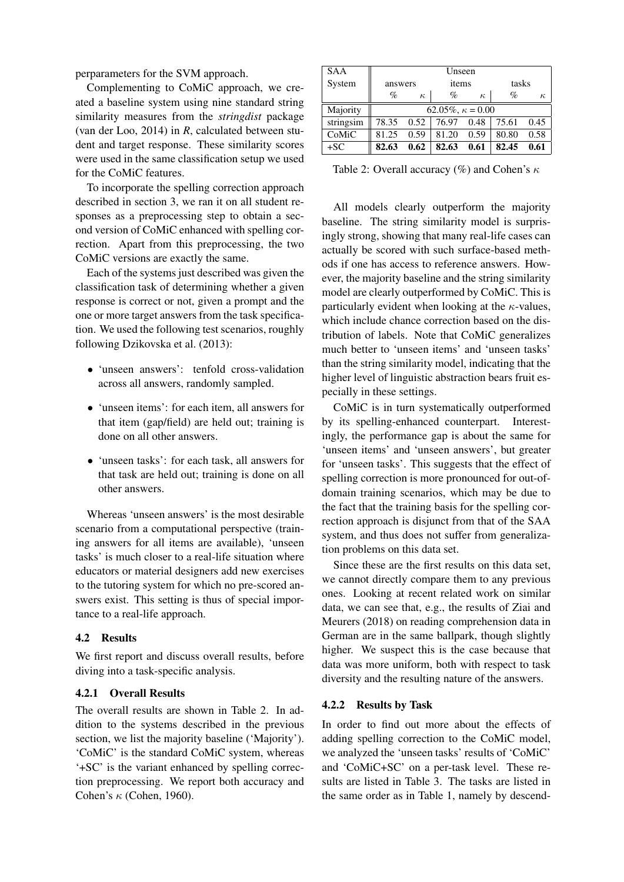perparameters for the SVM approach.

Complementing to CoMiC approach, we created a baseline system using nine standard string similarity measures from the *stringdist* package (van der Loo, 2014) in *R*, calculated between student and target response. These similarity scores were used in the same classification setup we used for the CoMiC features.

To incorporate the spelling correction approach described in section 3, we ran it on all student responses as a preprocessing step to obtain a second version of CoMiC enhanced with spelling correction. Apart from this preprocessing, the two CoMiC versions are exactly the same.

Each of the systems just described was given the classification task of determining whether a given response is correct or not, given a prompt and the one or more target answers from the task specification. We used the following test scenarios, roughly following Dzikovska et al. (2013):

- 'unseen answers': tenfold cross-validation across all answers, randomly sampled.
- 'unseen items': for each item, all answers for that item (gap/field) are held out; training is done on all other answers.
- 'unseen tasks': for each task, all answers for that task are held out; training is done on all other answers.

Whereas 'unseen answers' is the most desirable scenario from a computational perspective (training answers for all items are available), 'unseen tasks' is much closer to a real-life situation where educators or material designers add new exercises to the tutoring system for which no pre-scored answers exist. This setting is thus of special importance to a real-life approach.

### 4.2 Results

We first report and discuss overall results, before diving into a task-specific analysis.

#### 4.2.1 Overall Results

The overall results are shown in Table 2. In addition to the systems described in the previous section, we list the majority baseline ('Majority'). 'CoMiC' is the standard CoMiC system, whereas '+SC' is the variant enhanced by spelling correction preprocessing. We report both accuracy and Cohen's $\kappa$ (Cohen, 1960).

| SAA System | Unseen answers | | Unseen items | | Unseen tasks | |
|---|---|---|---|---|---|---|
| | % | $\kappa$ | % | $\kappa$ | % | $\kappa$ |
| Majority | 62.05%, $\kappa$ = 0.00 | | | | | |
| stringsim | 78.35 | 0.52 | 76.97 | 0.48 | 75.61 | 0.45 |
| CoMiC | 81.25 | 0.59 | 81.20 | 0.59 | 80.80 | 0.58 |
| +SC | **82.63** | **0.62** | **82.63** | **0.61** | **82.45** | **0.61** |

Table 2: Overall accuracy (%) and Cohen's $\kappa$

All models clearly outperform the majority baseline. The string similarity model is surprisingly strong, showing that many real-life cases can actually be scored with such surface-based methods if one has access to reference answers. However, the majority baseline and the string similarity model are clearly outperformed by CoMiC. This is particularly evident when looking at the $\kappa$-values, which include chance correction based on the distribution of labels. Note that CoMiC generalizes much better to 'unseen items' and 'unseen tasks' than the string similarity model, indicating that the higher level of linguistic abstraction bears fruit especially in these settings.

CoMiC is in turn systematically outperformed by its spelling-enhanced counterpart. Interestingly, the performance gap is about the same for 'unseen items' and 'unseen answers', but greater for 'unseen tasks'. This suggests that the effect of spelling correction is more pronounced for out-of-domain training scenarios, which may be due to the fact that the training basis for the spelling correction approach is disjunct from that of the SAA system, and thus does not suffer from generalization problems on this data set.

Since these are the first results on this data set, we cannot directly compare them to any previous ones. Looking at recent related work on similar data, we can see that, e.g., the results of Ziai and Meurers (2018) on reading comprehension data in German are in the same ballpark, though slightly higher. We suspect this is the case because that data was more uniform, both with respect to task diversity and the resulting nature of the answers.

#### 4.2.2 Results by Task

In order to find out more about the effects of adding spelling correction to the CoMiC model, we analyzed the 'unseen tasks' results of 'CoMiC' and 'CoMiC+SC' on a per-task level. These results are listed in Table 3. The tasks are listed in the same order as in Table 1, namely by descend-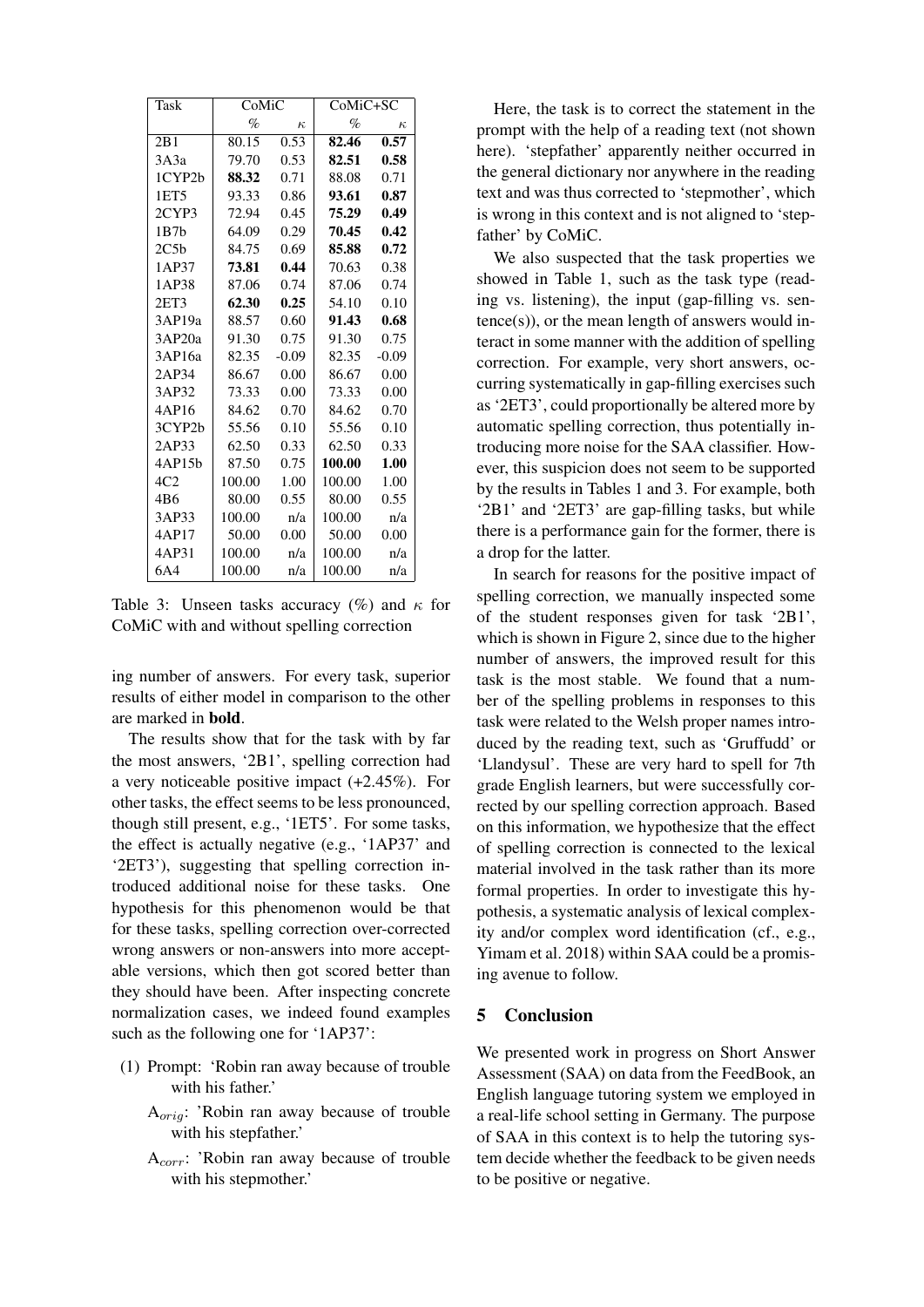| Task | CoMiC | | CoMiC+SC | |
|---|---|---|---|---|
| | % | $\kappa$ | % | $\kappa$ |
| 2B1 | 80.15 | 0.53 | **82.46** | **0.57** |
| 3A3a | 79.70 | 0.53 | **82.51** | **0.58** |
| 1CYP2b | **88.32** | 0.71 | 88.08 | 0.71 |
| 1ET5 | 93.33 | 0.86 | **93.61** | **0.87** |
| 2CYP3 | 72.94 | 0.45 | **75.29** | **0.49** |
| 1B7b | 64.09 | 0.29 | **70.45** | **0.42** |
| 2C5b | 84.75 | 0.69 | **85.88** | **0.72** |
| 1AP37 | **73.81** | **0.44** | 70.63 | 0.38 |
| 1AP38 | 87.06 | 0.74 | 87.06 | 0.74 |
| 2ET3 | **62.30** | **0.25** | 54.10 | 0.10 |
| 3AP19a | 88.57 | 0.60 | **91.43** | **0.68** |
| 3AP20a | 91.30 | 0.75 | 91.30 | 0.75 |
| 3AP16a | 82.35 | -0.09 | 82.35 | -0.09 |
| 2AP34 | 86.67 | 0.00 | 86.67 | 0.00 |
| 3AP32 | 73.33 | 0.00 | 73.33 | 0.00 |
| 4AP16 | 84.62 | 0.70 | 84.62 | 0.70 |
| 3CYP2b | 55.56 | 0.10 | 55.56 | 0.10 |
| 2AP33 | 62.50 | 0.33 | 62.50 | 0.33 |
| 4AP15b | 87.50 | 0.75 | **100.00** | **1.00** |
| 4C2 | 100.00 | 1.00 | 100.00 | 1.00 |
| 4B6 | 80.00 | 0.55 | 80.00 | 0.55 |
| 3AP33 | 100.00 | n/a | 100.00 | n/a |
| 4AP17 | 50.00 | 0.00 | 50.00 | 0.00 |
| 4AP31 | 100.00 | n/a | 100.00 | n/a |
| 6A4 | 100.00 | n/a | 100.00 | n/a |

Table 3: Unseen tasks accuracy (%) and $\kappa$ for CoMiC with and without spelling correction

ing number of answers. For every task, superior results of either model in comparison to the other are marked in **bold**.

The results show that for the task with by far the most answers, '2B1', spelling correction had a very noticeable positive impact (+2.45%). For other tasks, the effect seems to be less pronounced, though still present, e.g., '1ET5'. For some tasks, the effect is actually negative (e.g., '1AP37' and '2ET3'), suggesting that spelling correction introduced additional noise for these tasks. One hypothesis for this phenomenon would be that for these tasks, spelling correction over-corrected wrong answers or non-answers into more acceptable versions, which then got scored better than they should have been. After inspecting concrete normalization cases, we indeed found examples such as the following one for '1AP37':

(1) Prompt: 'Robin ran away because of trouble with his father.'

$A_{orig}$: 'Robin ran away because of trouble with his stepfather.'

$A_{corr}$: 'Robin ran away because of trouble with his stepmother.'

Here, the task is to correct the statement in the prompt with the help of a reading text (not shown here). 'stepfather' apparently neither occurred in the general dictionary nor anywhere in the reading text and was thus corrected to 'stepmother', which is wrong in this context and is not aligned to 'stepfather' by CoMiC.

We also suspected that the task properties we showed in Table 1, such as the task type (reading vs. listening), the input (gap-filling vs. sentence(s)), or the mean length of answers would interact in some manner with the addition of spelling correction. For example, very short answers, occurring systematically in gap-filling exercises such as '2ET3', could proportionally be altered more by automatic spelling correction, thus potentially introducing more noise for the SAA classifier. However, this suspicion does not seem to be supported by the results in Tables 1 and 3. For example, both '2B1' and '2ET3' are gap-filling tasks, but while there is a performance gain for the former, there is a drop for the latter.

In search for reasons for the positive impact of spelling correction, we manually inspected some of the student responses given for task '2B1', which is shown in Figure 2, since due to the higher number of answers, the improved result for this task is the most stable. We found that a number of the spelling problems in responses to this task were related to the Welsh proper names introduced by the reading text, such as 'Gruffudd' or 'Llandysul'. These are very hard to spell for 7th grade English learners, but were successfully corrected by our spelling correction approach. Based on this information, we hypothesize that the effect of spelling correction is connected to the lexical material involved in the task rather than its more formal properties. In order to investigate this hypothesis, a systematic analysis of lexical complexity and/or complex word identification (cf., e.g., Yimam et al. 2018) within SAA could be a promising avenue to follow.

## 5 Conclusion

We presented work in progress on Short Answer Assessment (SAA) on data from the FeedBook, an English language tutoring system we employed in a real-life school setting in Germany. The purpose of SAA in this context is to help the tutoring system decide whether the feedback to be given needs to be positive or negative.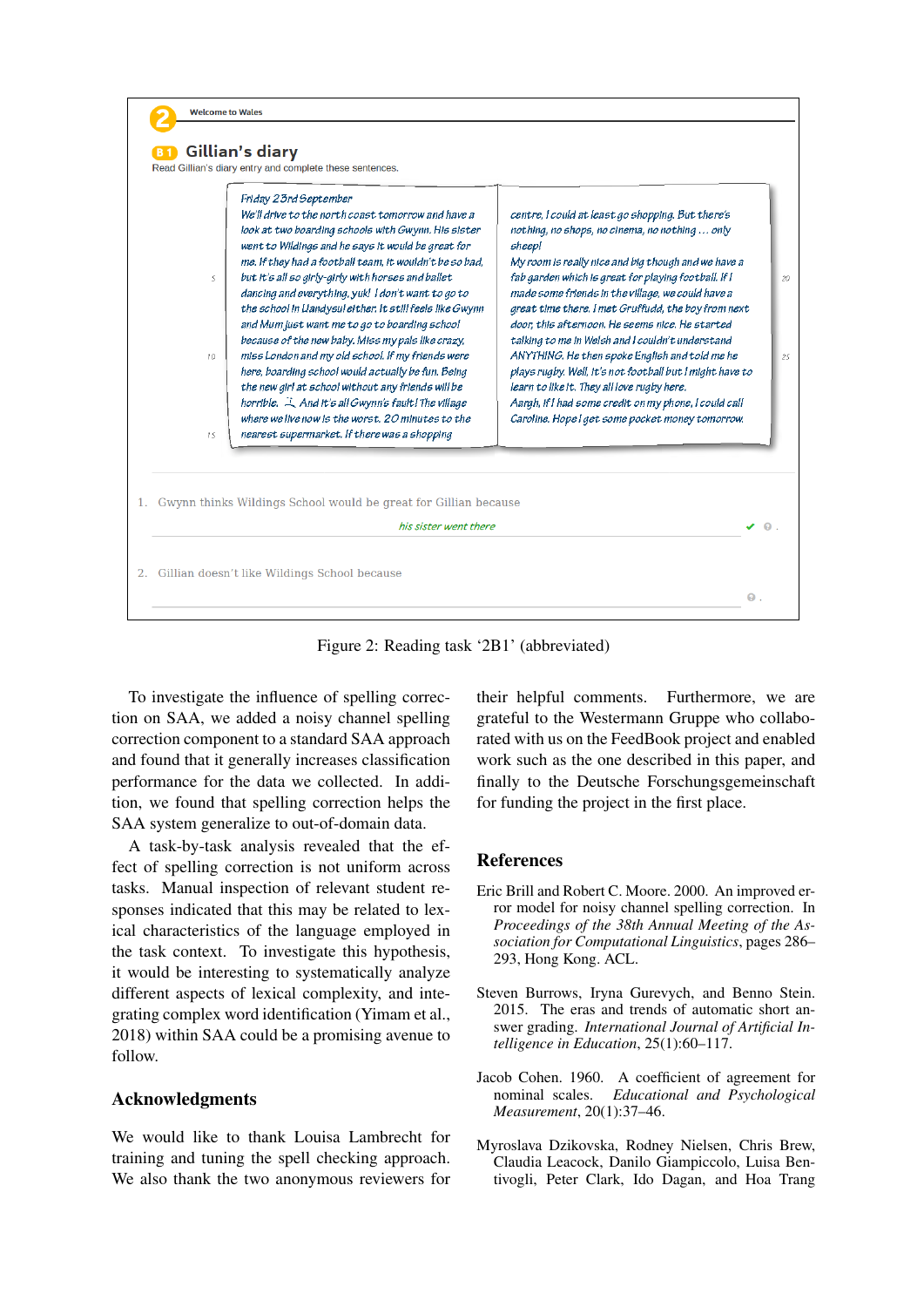**2** Welcome to Wales

**B1 Gillian's diary**

Read Gillian's diary entry and complete these sentences.

*Friday 23rd September*
*We'll drive to the north coast tomorrow and have a look at two boarding schools with Gwynn. His sister went to Wildings and he says it would be great for me. If they had a football team, it wouldn't be so bad, but it's all so girly-girly with horses and ballet dancing and everything, yuk! I don't want to go to the school in Llandysul either. It still feels like Gwynn and Mum just want me to go to boarding school because of the new baby. Miss my pals like crazy, miss London and my old school. If my friends were here, boarding school would actually be fun. Being the new girl at school without any friends will be horrible. And it's all Gwynn's fault! The village where we live now is the worst. 20 minutes to the nearest supermarket. If there was a shopping centre, I could at least go shopping. But there's nothing, no shops, no cinema, no nothing … only sheep!*
*My room is really nice and big though and we have a fab garden which is great for playing football. If I made some friends in the village, we could have a great time there. I met Gruffudd, the boy from next door, this afternoon. He seems nice. He started talking to me in Welsh and I couldn't understand ANYTHING. He then spoke English and told me he plays rugby. Well, it's not football but I might have to learn to like it. They all love rugby here.*
*Aargh, if I had some credit on my phone, I could call Caroline. Hope I get some pocket money tomorrow.*

1. Gwynn thinks Wildings School would be great for Gillian because

   *his sister went there* ✔

2. Gillian doesn't like Wildings School because

Figure 2: Reading task '2B1' (abbreviated)

To investigate the influence of spelling correction on SAA, we added a noisy channel spelling correction component to a standard SAA approach and found that it generally increases classification performance for the data we collected. In addition, we found that spelling correction helps the SAA system generalize to out-of-domain data.

A task-by-task analysis revealed that the effect of spelling correction is not uniform across tasks. Manual inspection of relevant student responses indicated that this may be related to lexical characteristics of the language employed in the task context. To investigate this hypothesis, it would be interesting to systematically analyze different aspects of lexical complexity, and integrating complex word identification (Yimam et al., 2018) within SAA could be a promising avenue to follow.

## Acknowledgments

We would like to thank Louisa Lambrecht for training and tuning the spell checking approach. We also thank the two anonymous reviewers for their helpful comments. Furthermore, we are grateful to the Westermann Gruppe who collaborated with us on the FeedBook project and enabled work such as the one described in this paper, and finally to the Deutsche Forschungsgemeinschaft for funding the project in the first place.

## References

Eric Brill and Robert C. Moore. 2000. An improved error model for noisy channel spelling correction. In *Proceedings of the 38th Annual Meeting of the Association for Computational Linguistics*, pages 286–293, Hong Kong. ACL.

Steven Burrows, Iryna Gurevych, and Benno Stein. 2015. The eras and trends of automatic short answer grading. *International Journal of Artificial Intelligence in Education*, 25(1):60–117.

Jacob Cohen. 1960. A coefficient of agreement for nominal scales. *Educational and Psychological Measurement*, 20(1):37–46.

Myroslava Dzikovska, Rodney Nielsen, Chris Brew, Claudia Leacock, Danilo Giampiccolo, Luisa Bentivogli, Peter Clark, Ido Dagan, and Hoa Trang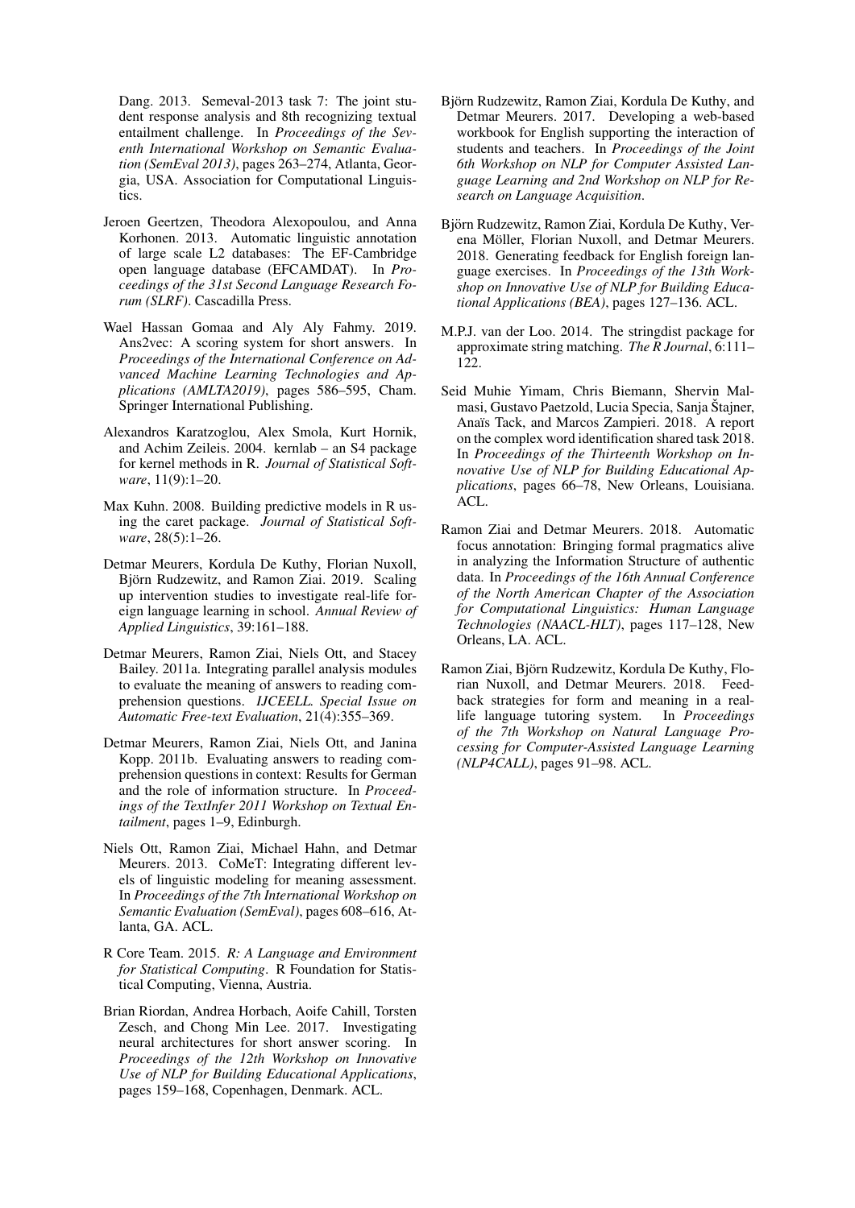Dang. 2013. Semeval-2013 task 7: The joint student response analysis and 8th recognizing textual entailment challenge. In *Proceedings of the Seventh International Workshop on Semantic Evaluation (SemEval 2013)*, pages 263–274, Atlanta, Georgia, USA. Association for Computational Linguistics.

Jeroen Geertzen, Theodora Alexopoulou, and Anna Korhonen. 2013. Automatic linguistic annotation of large scale L2 databases: The EF-Cambridge open language database (EFCAMDAT). In *Proceedings of the 31st Second Language Research Forum (SLRF)*. Cascadilla Press.

Wael Hassan Gomaa and Aly Aly Fahmy. 2019. Ans2vec: A scoring system for short answers. In *Proceedings of the International Conference on Advanced Machine Learning Technologies and Applications (AMLTA2019)*, pages 586–595, Cham. Springer International Publishing.

Alexandros Karatzoglou, Alex Smola, Kurt Hornik, and Achim Zeileis. 2004. kernlab – an S4 package for kernel methods in R. *Journal of Statistical Software*, 11(9):1–20.

Max Kuhn. 2008. Building predictive models in R using the caret package. *Journal of Statistical Software*, 28(5):1–26.

Detmar Meurers, Kordula De Kuthy, Florian Nuxoll, Björn Rudzewitz, and Ramon Ziai. 2019. Scaling up intervention studies to investigate real-life foreign language learning in school. *Annual Review of Applied Linguistics*, 39:161–188.

Detmar Meurers, Ramon Ziai, Niels Ott, and Stacey Bailey. 2011a. Integrating parallel analysis modules to evaluate the meaning of answers to reading comprehension questions. *IJCEELL. Special Issue on Automatic Free-text Evaluation*, 21(4):355–369.

Detmar Meurers, Ramon Ziai, Niels Ott, and Janina Kopp. 2011b. Evaluating answers to reading comprehension questions in context: Results for German and the role of information structure. In *Proceedings of the TextInfer 2011 Workshop on Textual Entailment*, pages 1–9, Edinburgh.

Niels Ott, Ramon Ziai, Michael Hahn, and Detmar Meurers. 2013. CoMeT: Integrating different levels of linguistic modeling for meaning assessment. In *Proceedings of the 7th International Workshop on Semantic Evaluation (SemEval)*, pages 608–616, Atlanta, GA. ACL.

R Core Team. 2015. *R: A Language and Environment for Statistical Computing*. R Foundation for Statistical Computing, Vienna, Austria.

Brian Riordan, Andrea Horbach, Aoife Cahill, Torsten Zesch, and Chong Min Lee. 2017. Investigating neural architectures for short answer scoring. In *Proceedings of the 12th Workshop on Innovative Use of NLP for Building Educational Applications*, pages 159–168, Copenhagen, Denmark. ACL.

Björn Rudzewitz, Ramon Ziai, Kordula De Kuthy, and Detmar Meurers. 2017. Developing a web-based workbook for English supporting the interaction of students and teachers. In *Proceedings of the Joint 6th Workshop on NLP for Computer Assisted Language Learning and 2nd Workshop on NLP for Research on Language Acquisition*.

Björn Rudzewitz, Ramon Ziai, Kordula De Kuthy, Verena Möller, Florian Nuxoll, and Detmar Meurers. 2018. Generating feedback for English foreign language exercises. In *Proceedings of the 13th Workshop on Innovative Use of NLP for Building Educational Applications (BEA)*, pages 127–136. ACL.

M.P.J. van der Loo. 2014. The stringdist package for approximate string matching. *The R Journal*, 6:111–122.

Seid Muhie Yimam, Chris Biemann, Shervin Malmasi, Gustavo Paetzold, Lucia Specia, Sanja Štajner, Anaïs Tack, and Marcos Zampieri. 2018. A report on the complex word identification shared task 2018. In *Proceedings of the Thirteenth Workshop on Innovative Use of NLP for Building Educational Applications*, pages 66–78, New Orleans, Louisiana. ACL.

Ramon Ziai and Detmar Meurers. 2018. Automatic focus annotation: Bringing formal pragmatics alive in analyzing the Information Structure of authentic data. In *Proceedings of the 16th Annual Conference of the North American Chapter of the Association for Computational Linguistics: Human Language Technologies (NAACL-HLT)*, pages 117–128, New Orleans, LA. ACL.

Ramon Ziai, Björn Rudzewitz, Kordula De Kuthy, Florian Nuxoll, and Detmar Meurers. 2018. Feedback strategies for form and meaning in a real-life language tutoring system. In *Proceedings of the 7th Workshop on Natural Language Processing for Computer-Assisted Language Learning (NLP4CALL)*, pages 91–98. ACL.